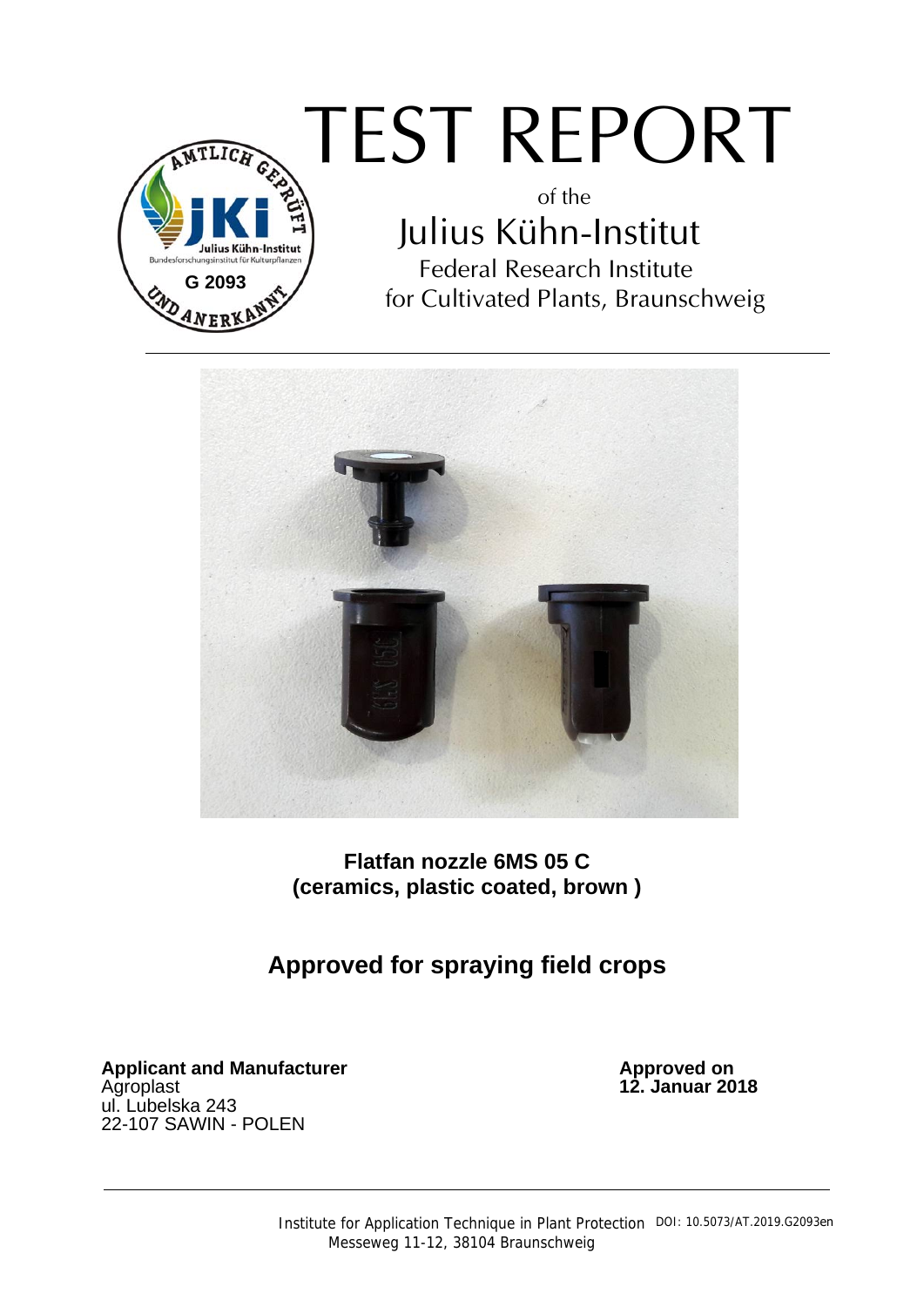# TEST REPORT

of the

## Julius Kühn-Institut

Federal Research Institute
for Cultivated Plants, Braunschweig

---

**Flatfan nozzle 6MS 05 C**
**(ceramics, plastic coated, brown )**

## Approved for spraying field crops

**Applicant and Manufacturer**
Agroplast
ul. Lubelska 243
22-107 SAWIN - POLEN

**Approved on**
**12. Januar 2018**

---

Institute for Application Technique in Plant Protection
Messeweg 11-12, 38104 Braunschweig

DOI: 10.5073/AT.2019.G2093en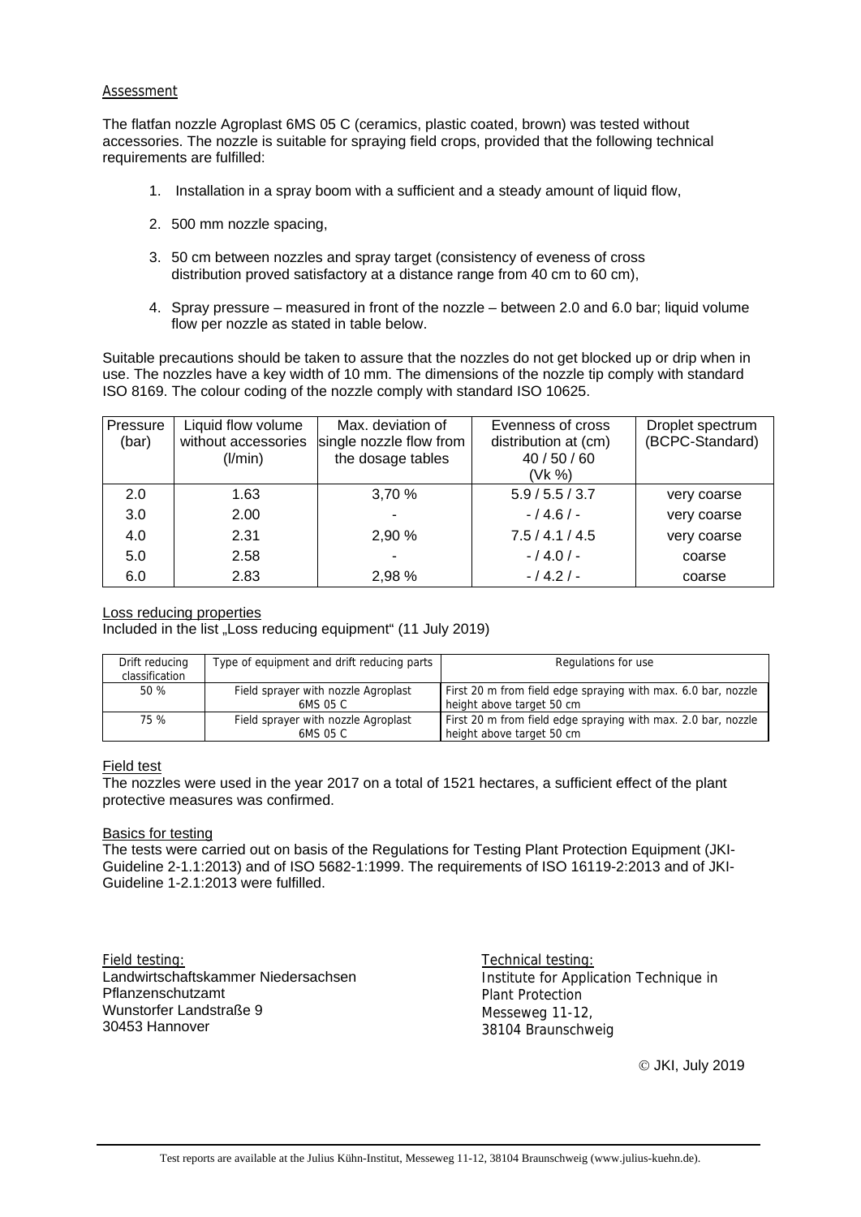Assessment

The flatfan nozzle Agroplast 6MS 05 C (ceramics, plastic coated, brown) was tested without accessories. The nozzle is suitable for spraying field crops, provided that the following technical requirements are fulfilled:

1. Installation in a spray boom with a sufficient and a steady amount of liquid flow,
2. 500 mm nozzle spacing,
3. 50 cm between nozzles and spray target (consistency of eveness of cross distribution proved satisfactory at a distance range from 40 cm to 60 cm),
4. Spray pressure – measured in front of the nozzle – between 2.0 and 6.0 bar; liquid volume flow per nozzle as stated in table below.

Suitable precautions should be taken to assure that the nozzles do not get blocked up or drip when in use. The nozzles have a key width of 10 mm. The dimensions of the nozzle tip comply with standard ISO 8169. The colour coding of the nozzle comply with standard ISO 10625.

| Pressure (bar) | Liquid flow volume without accessories (l/min) | Max. deviation of single nozzle flow from the dosage tables | Evenness of cross distribution at (cm) 40 / 50 / 60 (Vk %) | Droplet spectrum (BCPC-Standard) |
|---|---|---|---|---|
| 2.0 | 1.63 | 3,70 % | 5.9 / 5.5 / 3.7 | very coarse |
| 3.0 | 2.00 | - | - / 4.6 / - | very coarse |
| 4.0 | 2.31 | 2,90 % | 7.5 / 4.1 / 4.5 | very coarse |
| 5.0 | 2.58 | - | - / 4.0 / - | coarse |
| 6.0 | 2.83 | 2,98 % | - / 4.2 / - | coarse |

Loss reducing properties

Included in the list „Loss reducing equipment" (11 July 2019)

| Drift reducing classification | Type of equipment and drift reducing parts | Regulations for use |
|---|---|---|
| 50 % | Field sprayer with nozzle Agroplast 6MS 05 C | First 20 m from field edge spraying with max. 6.0 bar, nozzle height above target 50 cm |
| 75 % | Field sprayer with nozzle Agroplast 6MS 05 C | First 20 m from field edge spraying with max. 2.0 bar, nozzle height above target 50 cm |

Field test

The nozzles were used in the year 2017 on a total of 1521 hectares, a sufficient effect of the plant protective measures was confirmed.

Basics for testing

The tests were carried out on basis of the Regulations for Testing Plant Protection Equipment (JKI-Guideline 2-1.1:2013) and of ISO 5682-1:1999. The requirements of ISO 16119-2:2013 and of JKI-Guideline 1-2.1:2013 were fulfilled.

Field testing:
Landwirtschaftskammer Niedersachsen
Pflanzenschutzamt
Wunstorfer Landstraße 9
30453 Hannover

Technical testing:
Institute for Application Technique in Plant Protection
Messeweg 11-12,
38104 Braunschweig

© JKI, July 2019

Test reports are available at the Julius Kühn-Institut, Messeweg 11-12, 38104 Braunschweig (www.julius-kuehn.de).